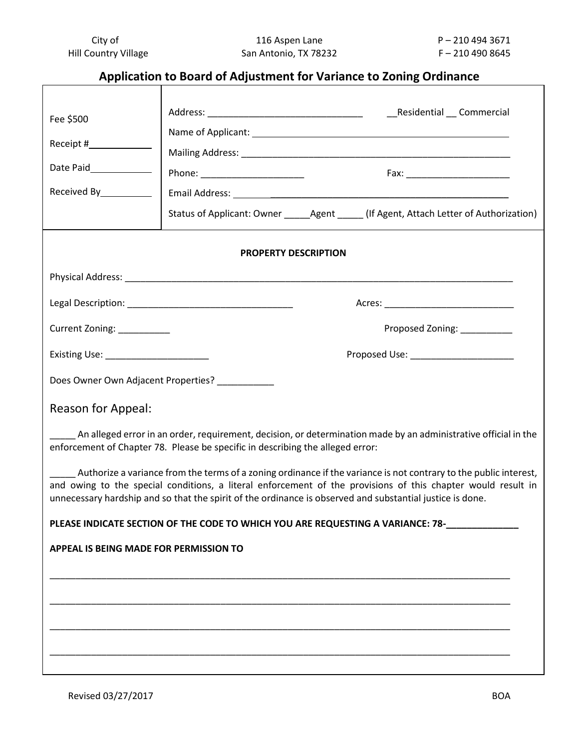City of Hill Country Village | 116 Aspen Lane, San Antonio, TX 78232 | P – 210 494 3671 | F – 210 490 8645

# Application to Board of Adjustment for Variance to Zoning Ordinance

| | |
|---|---|
| Fee $500<br><br>Receipt #____________<br><br>Date Paid____________<br><br>Received By__________ | Address: ______________________________ __Residential __ Commercial<br><br>Name of Applicant: ____________________________________________________<br><br>Mailing Address: ______________________________________________________<br><br>Phone: ____________________ Fax: ____________________<br><br>Email Address: ________________________________________________________<br><br>Status of Applicant: Owner _____Agent _____ (If Agent, Attach Letter of Authorization) |

**PROPERTY DESCRIPTION**

Physical Address: ______________________________________________________________________________

Legal Description: _________________________________ Acres: _________________________

Current Zoning: __________ Proposed Zoning: __________

Existing Use: ____________________ Proposed Use: ____________________

Does Owner Own Adjacent Properties? ___________

## Reason for Appeal:

_____ An alleged error in an order, requirement, decision, or determination made by an administrative official in the enforcement of Chapter 78. Please be specific in describing the alleged error:

_____ Authorize a variance from the terms of a zoning ordinance if the variance is not contrary to the public interest, and owing to the special conditions, a literal enforcement of the provisions of this chapter would result in unnecessary hardship and so that the spirit of the ordinance is observed and substantial justice is done.

**PLEASE INDICATE SECTION OF THE CODE TO WHICH YOU ARE REQUESTING A VARIANCE: 78-______________**

**APPEAL IS BEING MADE FOR PERMISSION TO**

__________________________________________________________________________________________

__________________________________________________________________________________________

__________________________________________________________________________________________

__________________________________________________________________________________________

Revised 03/27/2017 BOA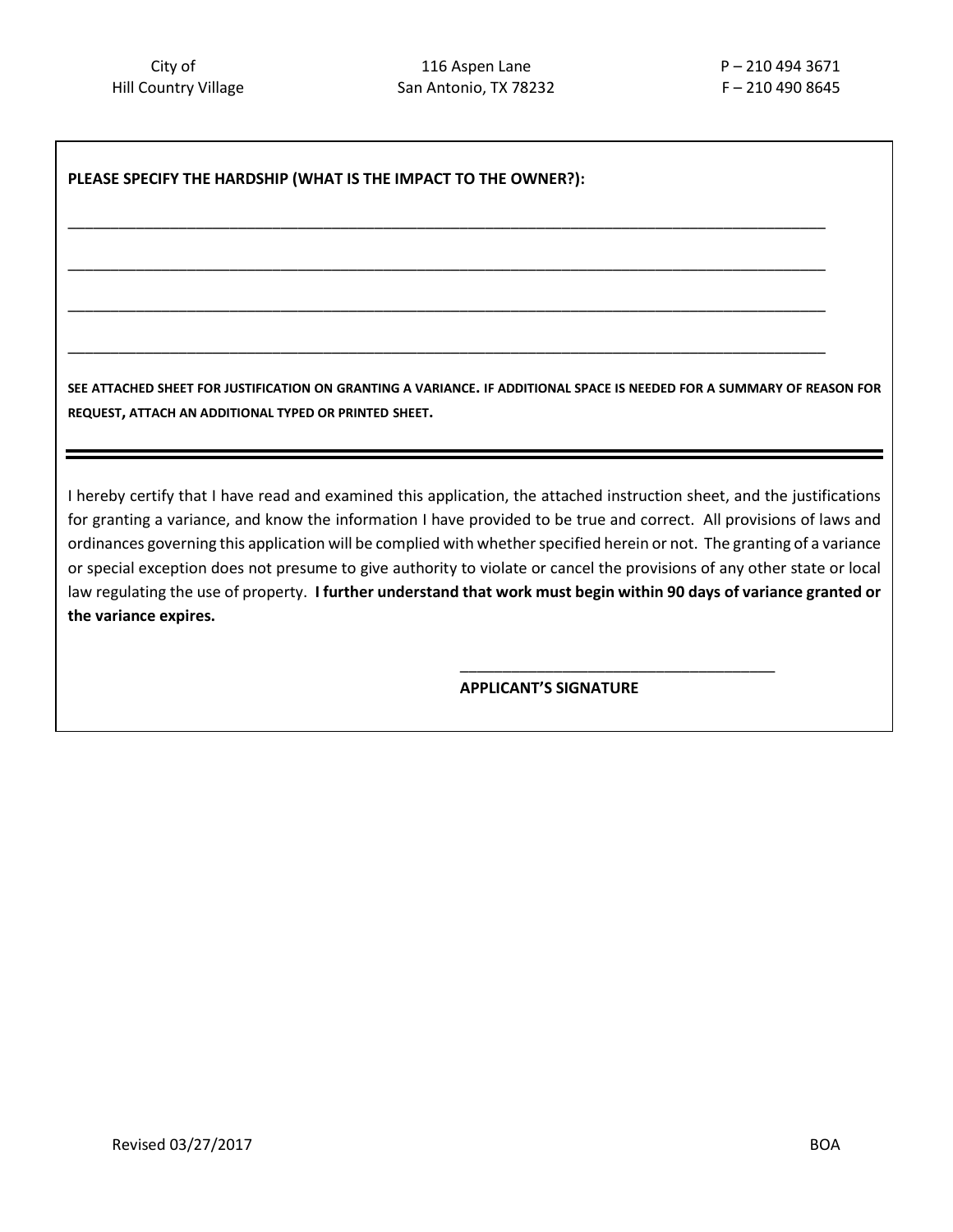**PLEASE SPECIFY THE HARDSHIP (WHAT IS THE IMPACT TO THE OWNER?):**

______________________________________________________________________________

______________________________________________________________________________

______________________________________________________________________________

______________________________________________________________________________

**SEE ATTACHED SHEET FOR JUSTIFICATION ON GRANTING A VARIANCE. IF ADDITIONAL SPACE IS NEEDED FOR A SUMMARY OF REASON FOR REQUEST, ATTACH AN ADDITIONAL TYPED OR PRINTED SHEET.**

---

I hereby certify that I have read and examined this application, the attached instruction sheet, and the justifications for granting a variance, and know the information I have provided to be true and correct. All provisions of laws and ordinances governing this application will be complied with whether specified herein or not. The granting of a variance or special exception does not presume to give authority to violate or cancel the provisions of any other state or local law regulating the use of property. **I further understand that work must begin within 90 days of variance granted or the variance expires.**

______________________________________

**APPLICANT'S SIGNATURE**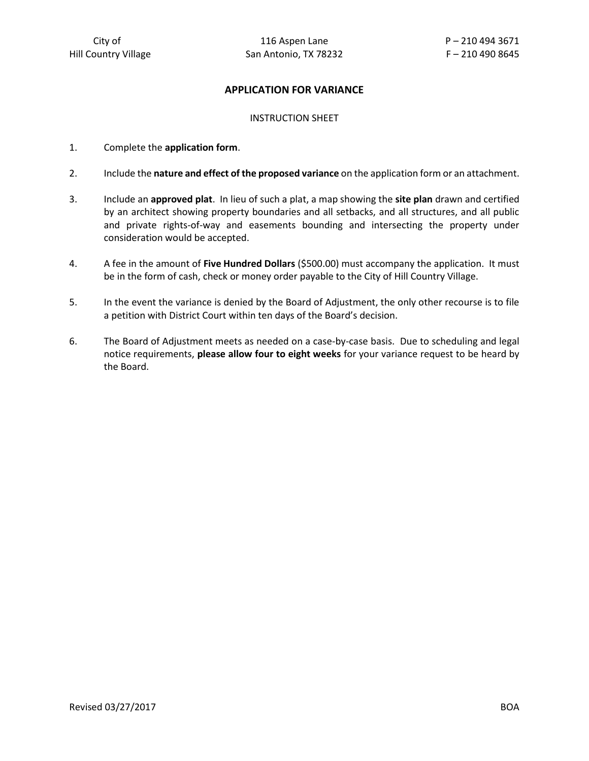City of
Hill Country Village

116 Aspen Lane
San Antonio, TX 78232

P – 210 494 3671
F – 210 490 8645

## APPLICATION FOR VARIANCE

INSTRUCTION SHEET

1. Complete the **application form**.

2. Include the **nature and effect of the proposed variance** on the application form or an attachment.

3. Include an **approved plat**. In lieu of such a plat, a map showing the **site plan** drawn and certified by an architect showing property boundaries and all setbacks, and all structures, and all public and private rights-of-way and easements bounding and intersecting the property under consideration would be accepted.

4. A fee in the amount of **Five Hundred Dollars** ($500.00) must accompany the application. It must be in the form of cash, check or money order payable to the City of Hill Country Village.

5. In the event the variance is denied by the Board of Adjustment, the only other recourse is to file a petition with District Court within ten days of the Board's decision.

6. The Board of Adjustment meets as needed on a case-by-case basis. Due to scheduling and legal notice requirements, **please allow four to eight weeks** for your variance request to be heard by the Board.

Revised 03/27/2017 BOA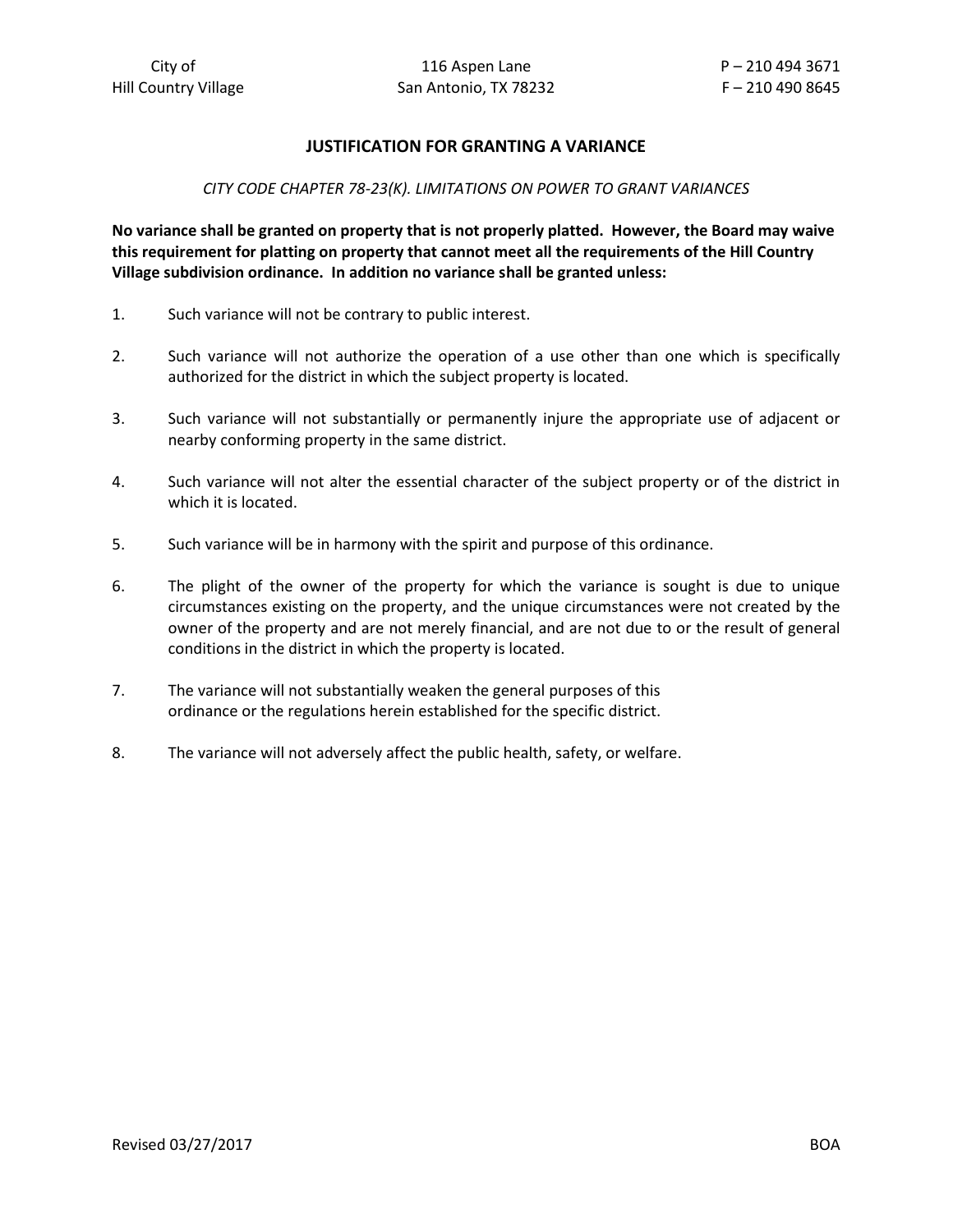City of
Hill Country Village

116 Aspen Lane
San Antonio, TX 78232

P – 210 494 3671
F – 210 490 8645

## JUSTIFICATION FOR GRANTING A VARIANCE

*CITY CODE CHAPTER 78-23(K). LIMITATIONS ON POWER TO GRANT VARIANCES*

**No variance shall be granted on property that is not properly platted. However, the Board may waive this requirement for platting on property that cannot meet all the requirements of the Hill Country Village subdivision ordinance. In addition no variance shall be granted unless:**

1. Such variance will not be contrary to public interest.
2. Such variance will not authorize the operation of a use other than one which is specifically authorized for the district in which the subject property is located.
3. Such variance will not substantially or permanently injure the appropriate use of adjacent or nearby conforming property in the same district.
4. Such variance will not alter the essential character of the subject property or of the district in which it is located.
5. Such variance will be in harmony with the spirit and purpose of this ordinance.
6. The plight of the owner of the property for which the variance is sought is due to unique circumstances existing on the property, and the unique circumstances were not created by the owner of the property and are not merely financial, and are not due to or the result of general conditions in the district in which the property is located.
7. The variance will not substantially weaken the general purposes of this ordinance or the regulations herein established for the specific district.
8. The variance will not adversely affect the public health, safety, or welfare.

Revised 03/27/2017 BOA